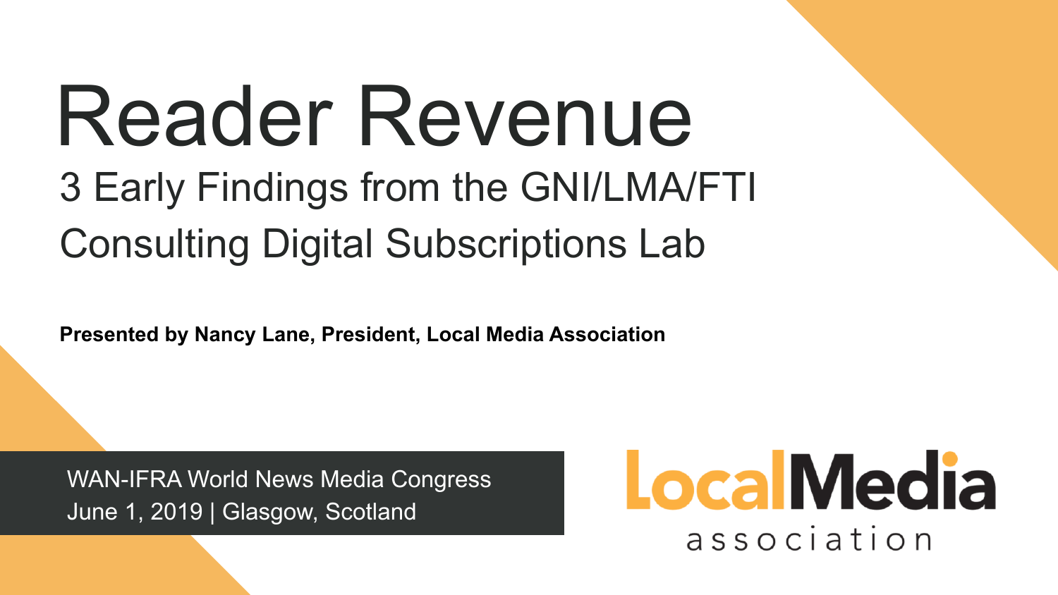# Reader Revenue

## 3 Early Findings from the GNI/LMA/FTI Consulting Digital Subscriptions Lab

**Presented by Nancy Lane, President, Local Media Association**

WAN-IFRA World News Media Congress
June 1, 2019 | Glasgow, Scotland

Local Media association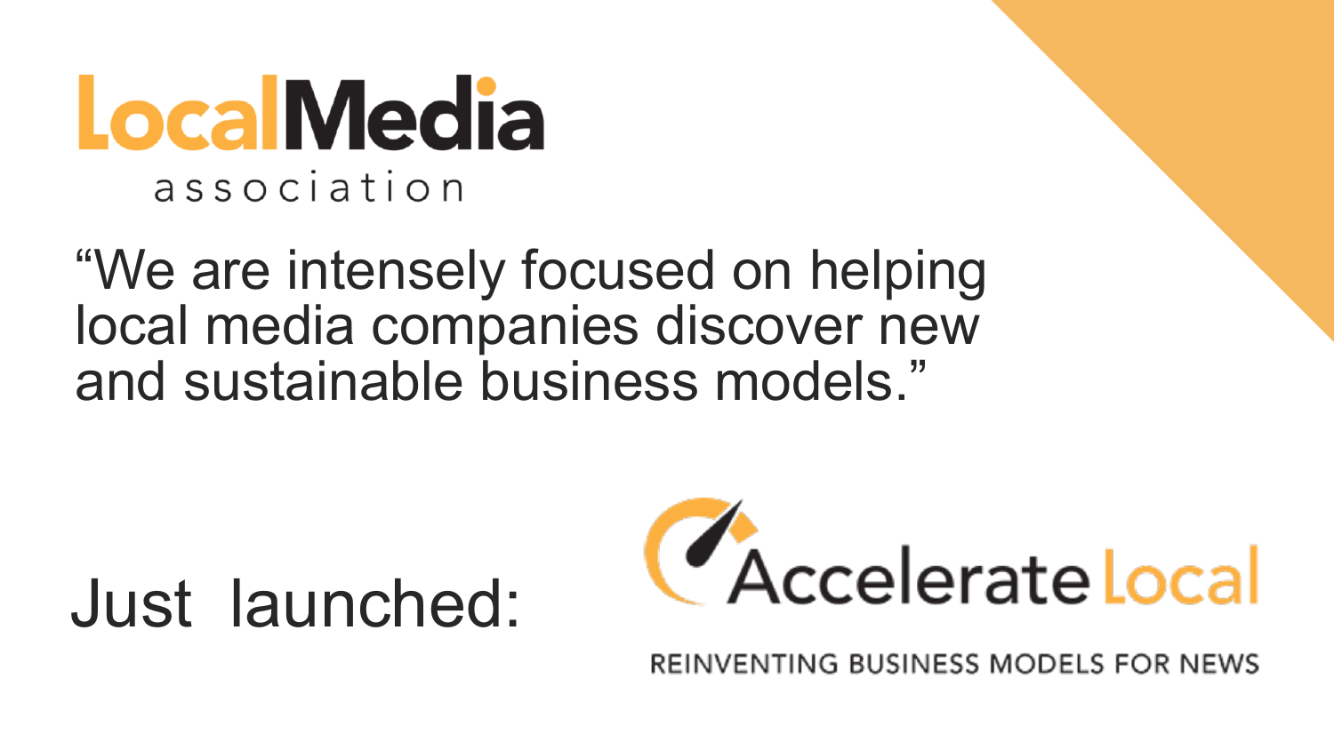# LocalMedia association

"We are intensely focused on helping local media companies discover new and sustainable business models."

Just launched: Accelerate Local

REINVENTING BUSINESS MODELS FOR NEWS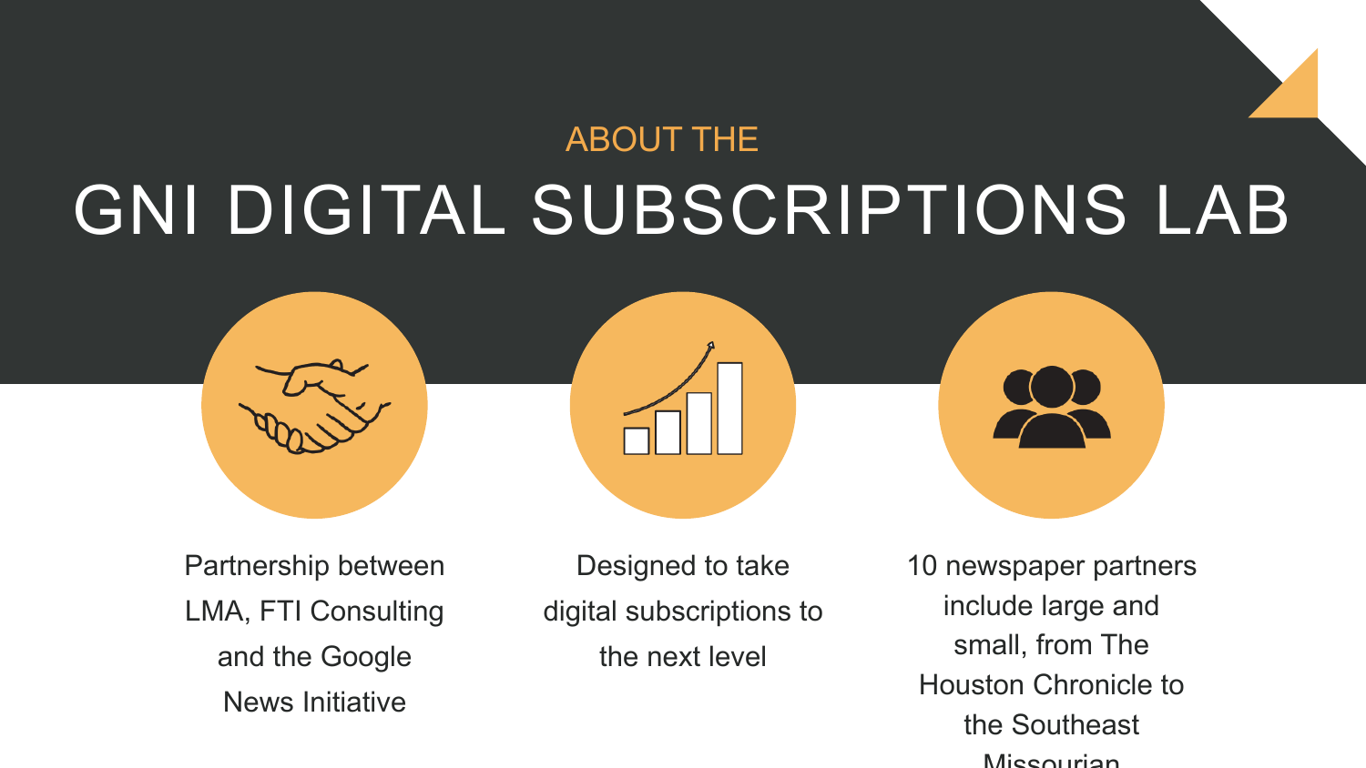ABOUT THE

# GNI DIGITAL SUBSCRIPTIONS LAB

Partnership between LMA, FTI Consulting and the Google News Initiative

Designed to take digital subscriptions to the next level

10 newspaper partners include large and small, from The Houston Chronicle to the Southeast Missourian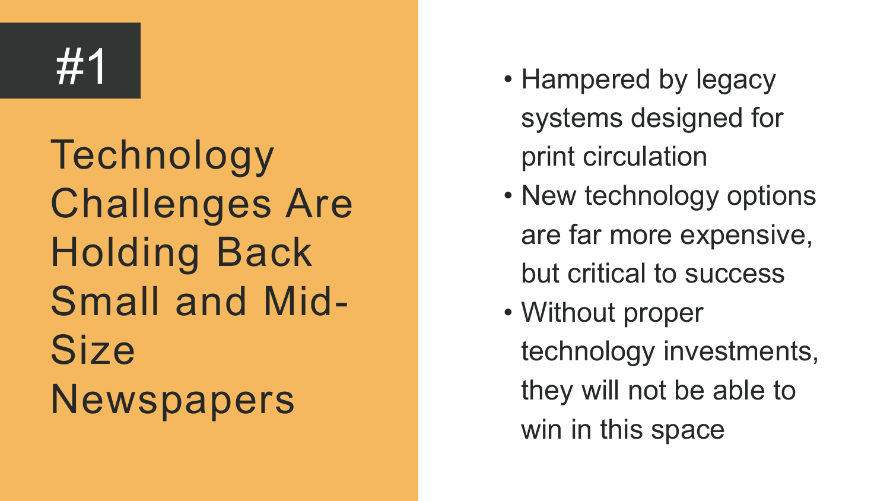#1

# Technology Challenges Are Holding Back Small and Mid-Size Newspapers

- Hampered by legacy systems designed for print circulation
- New technology options are far more expensive, but critical to success
- Without proper technology investments, they will not be able to win in this space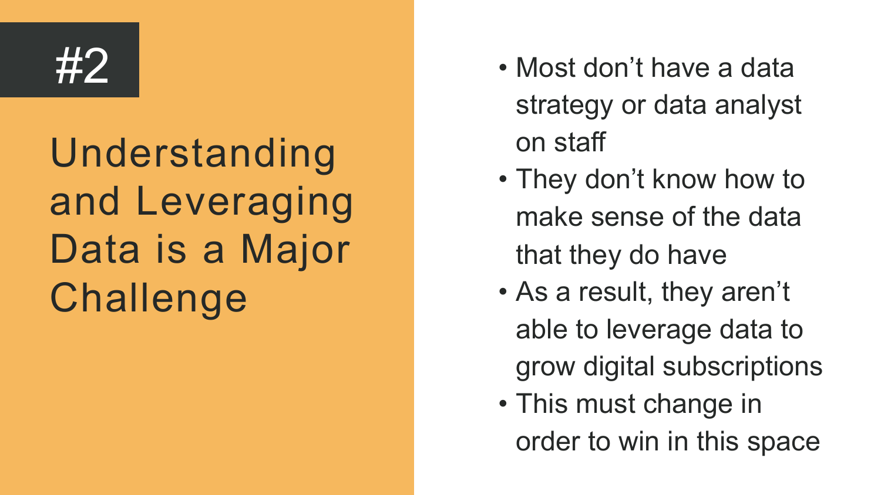#2

# Understanding and Leveraging Data is a Major Challenge

- Most don't have a data strategy or data analyst on staff
- They don't know how to make sense of the data that they do have
- As a result, they aren't able to leverage data to grow digital subscriptions
- This must change in order to win in this space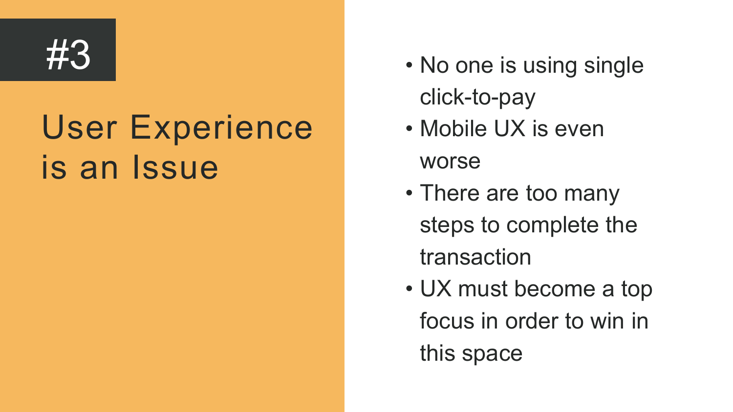#3

## User Experience is an Issue

- No one is using single click-to-pay
- Mobile UX is even worse
- There are too many steps to complete the transaction
- UX must become a top focus in order to win in this space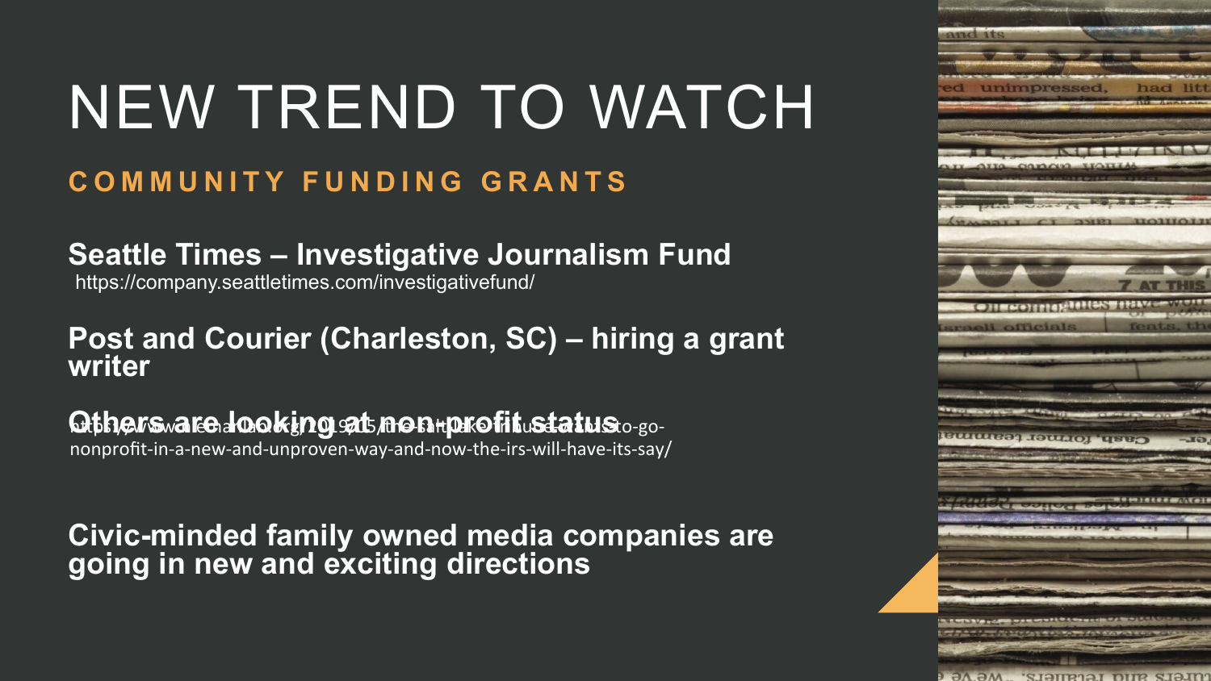# NEW TREND TO WATCH

## COMMUNITY FUNDING GRANTS

**Seattle Times – Investigative Journalism Fund**
https://company.seattletimes.com/investigativefund/

**Post and Courier (Charleston, SC) – hiring a grant writer**

**Others are looking at non-profit status**
https://www.niemanlab.org/2019/05/the-salt-lake-tribune-wants-to-go-nonprofit-in-a-new-and-unproven-way-and-now-the-irs-will-have-its-say/

**Civic-minded family owned media companies are going in new and exciting directions**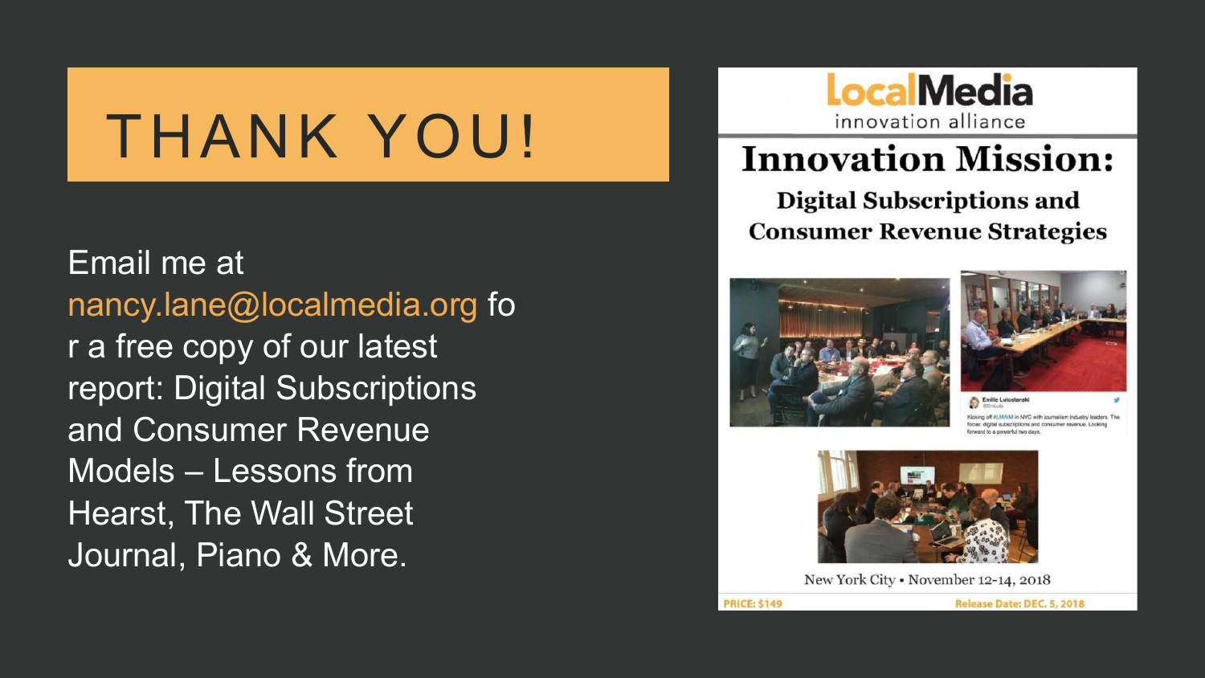# THANK YOU!

Email me at nancy.lane@localmedia.org for a free copy of our latest report: Digital Subscriptions and Consumer Revenue Models – Lessons from Hearst, The Wall Street Journal, Piano & More.

LocalMedia
innovation alliance

## Innovation Mission:

### Digital Subscriptions and Consumer Revenue Strategies

New York City • November 12-14, 2018

PRICE: $149

Release Date: DEC. 5, 2018